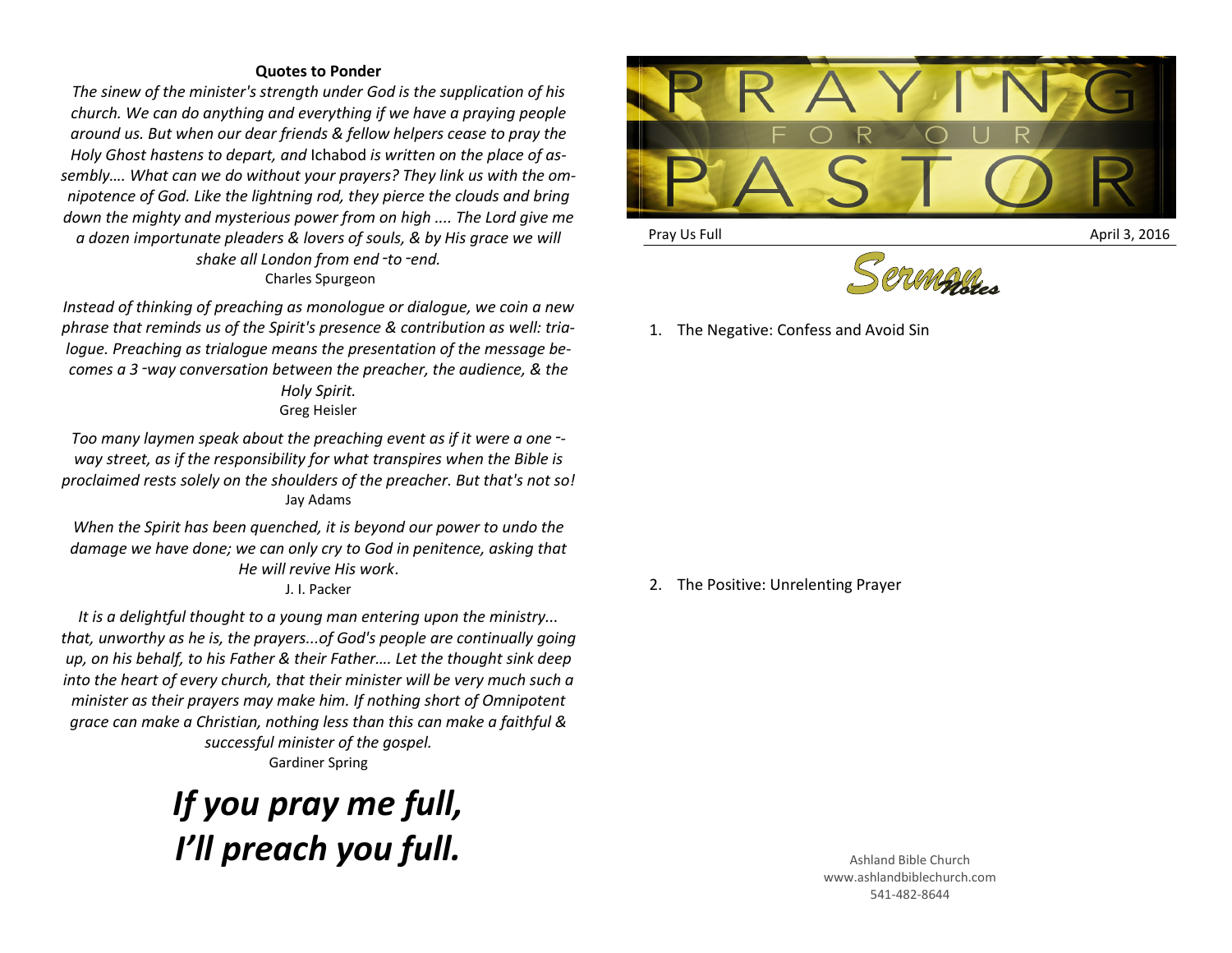## Quotes to Ponder

*The sinew of the minister's strength under God is the supplication of his church. We can do anything and everything if we have a praying people around us. But when our dear friends & fellow helpers cease to pray the Holy Ghost hastens to depart, and* Ichabod *is written on the place of assembly…. What can we do without your prayers? They link us with the omnipotence of God. Like the lightning rod, they pierce the clouds and bring down the mighty and mysterious power from on high .... The Lord give me a dozen importunate pleaders & lovers of souls, & by His grace we will shake all London from end-to-end.*

Charles Spurgeon

*Instead of thinking of preaching as monologue or dialogue, we coin a new phrase that reminds us of the Spirit's presence & contribution as well: trialogue. Preaching as trialogue means the presentation of the message becomes a 3-way conversation between the preacher, the audience, & the Holy Spirit.*

Greg Heisler

*Too many laymen speak about the preaching event as if it were a one-way street, as if the responsibility for what transpires when the Bible is proclaimed rests solely on the shoulders of the preacher. But that's not so!*

Jay Adams

*When the Spirit has been quenched, it is beyond our power to undo the damage we have done; we can only cry to God in penitence, asking that He will revive His work*.

J. I. Packer

*It is a delightful thought to a young man entering upon the ministry... that, unworthy as he is, the prayers...of God's people are continually going up, on his behalf, to his Father & their Father…. Let the thought sink deep into the heart of every church, that their minister will be very much such a minister as their prayers may make him. If nothing short of Omnipotent grace can make a Christian, nothing less than this can make a faithful & successful minister of the gospel.*

Gardiner Spring

# *If you pray me full, I'll preach you full.*

# PRAYING FOR OUR PASTOR

Pray Us Full

April 3, 2016

## Sermon Notes

1. The Negative: Confess and Avoid Sin

2. The Positive: Unrelenting Prayer

Ashland Bible Church
www.ashlandbiblechurch.com
541-482-8644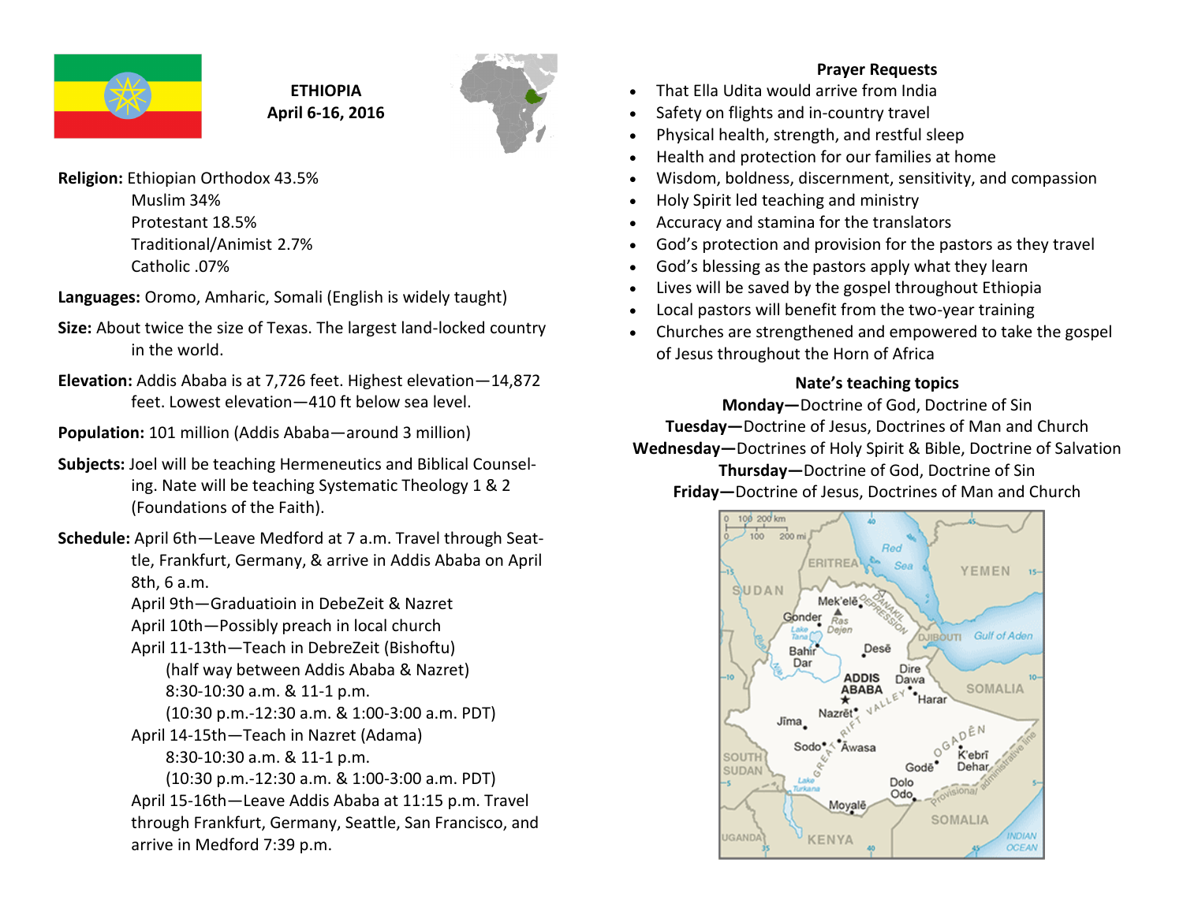**ETHIOPIA**
**April 6-16, 2016**

**Religion:** Ethiopian Orthodox 43.5%
Muslim 34%
Protestant 18.5%
Traditional/Animist 2.7%
Catholic .07%

**Languages:** Oromo, Amharic, Somali (English is widely taught)

**Size:** About twice the size of Texas. The largest land-locked country in the world.

**Elevation:** Addis Ababa is at 7,726 feet. Highest elevation—14,872 feet. Lowest elevation—410 ft below sea level.

**Population:** 101 million (Addis Ababa—around 3 million)

**Subjects:** Joel will be teaching Hermeneutics and Biblical Counseling. Nate will be teaching Systematic Theology 1 & 2 (Foundations of the Faith).

**Schedule:** April 6th—Leave Medford at 7 a.m. Travel through Seattle, Frankfurt, Germany, & arrive in Addis Ababa on April 8th, 6 a.m.
April 9th—Graduatioin in DebeZeit & Nazret
April 10th—Possibly preach in local church
April 11-13th—Teach in DebreZeit (Bishoftu)
(half way between Addis Ababa & Nazret)
8:30-10:30 a.m. & 11-1 p.m.
(10:30 p.m.-12:30 a.m. & 1:00-3:00 a.m. PDT)
April 14-15th—Teach in Nazret (Adama)
8:30-10:30 a.m. & 11-1 p.m.
(10:30 p.m.-12:30 a.m. & 1:00-3:00 a.m. PDT)
April 15-16th—Leave Addis Ababa at 11:15 p.m. Travel through Frankfurt, Germany, Seattle, San Francisco, and arrive in Medford 7:39 p.m.

**Prayer Requests**

- That Ella Udita would arrive from India
- Safety on flights and in-country travel
- Physical health, strength, and restful sleep
- Health and protection for our families at home
- Wisdom, boldness, discernment, sensitivity, and compassion
- Holy Spirit led teaching and ministry
- Accuracy and stamina for the translators
- God's protection and provision for the pastors as they travel
- God's blessing as the pastors apply what they learn
- Lives will be saved by the gospel throughout Ethiopia
- Local pastors will benefit from the two-year training
- Churches are strengthened and empowered to take the gospel of Jesus throughout the Horn of Africa

**Nate's teaching topics**

**Monday—**Doctrine of God, Doctrine of Sin
**Tuesday—**Doctrine of Jesus, Doctrines of Man and Church
**Wednesday—**Doctrines of Holy Spirit & Bible, Doctrine of Salvation
**Thursday—**Doctrine of God, Doctrine of Sin
**Friday—**Doctrine of Jesus, Doctrines of Man and Church